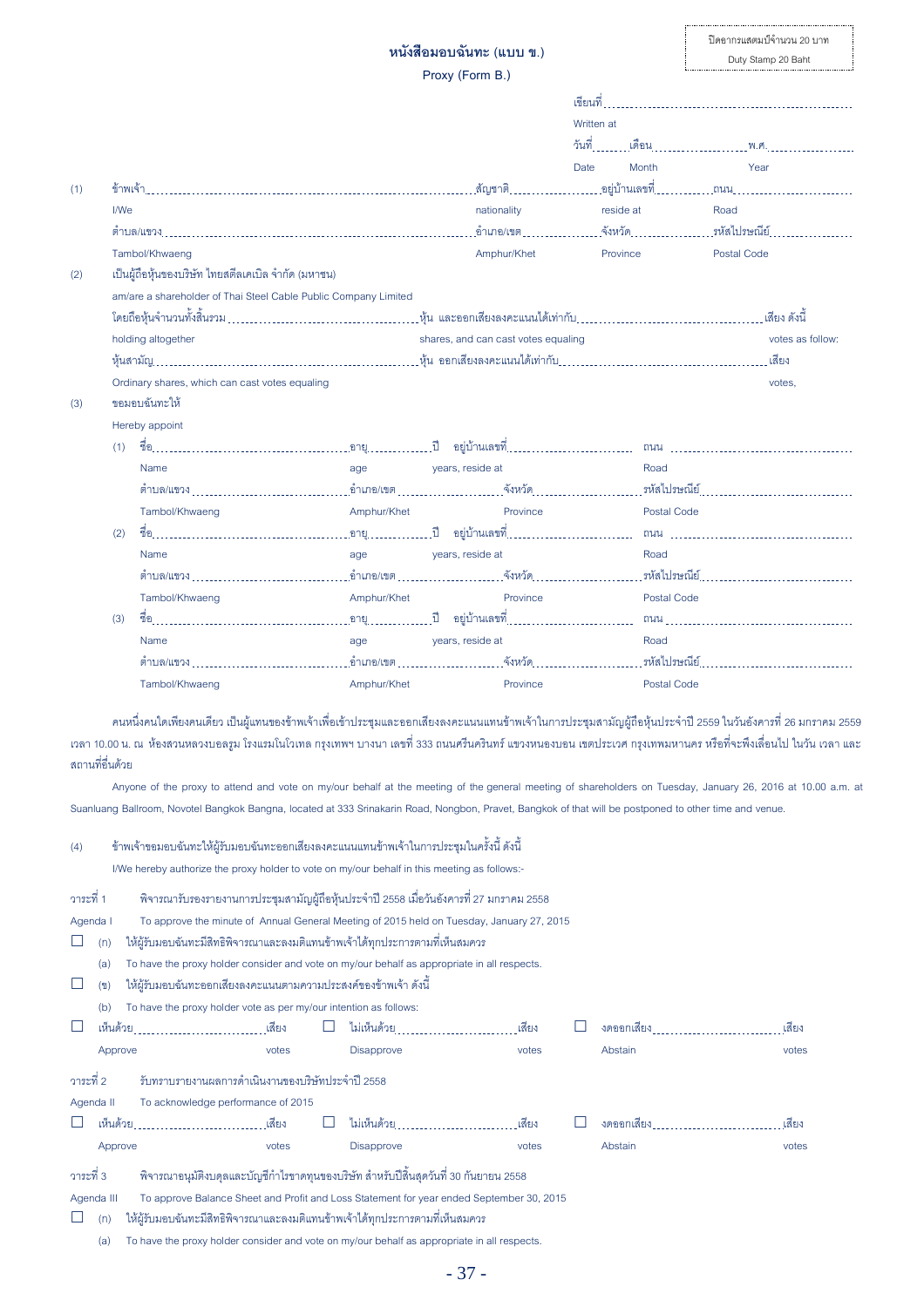ปิดอากรแสตมป์จำนวน 20 บาท
Duty Stamp 20 Baht

# หนังสือมอบฉันทะ (แบบ ข.)

## Proxy (Form B.)

เขียนที่ ..........................................
Written at

วันที่ ........ เดือน .................... พ.ศ. ..............
Date Month Year

(1) ข้าพเจ้า ..................................................... สัญชาติ .................. อยู่บ้านเลขที่ .............. ถนน ..........................
I/We nationality reside at Road
ตำบล/แขวง ..................................................... อำเภอ/เขต .................. จังหวัด .................. รหัสไปรษณีย์ ..................
Tambol/Khwaeng Amphur/Khet Province Postal Code

(2) เป็นผู้ถือหุ้นของบริษัท ไทยสตีลเคเบิล จำกัด (มหาชน)
am/are a shareholder of Thai Steel Cable Public Company Limited
โดยถือหุ้นจำนวนทั้งสิ้นรวม .................................. หุ้น และออกเสียงลงคะแนนได้เท่ากับ .................................. เสียง ดังนี้
holding altogether shares, and can cast votes equaling votes as follow:
หุ้นสามัญ .................................. หุ้น ออกเสียงลงคะแนนได้เท่ากับ .................................. เสียง
Ordinary shares, which can cast votes equaling votes,

(3) ขอมอบฉันทะให้
Hereby appoint

(1) ชื่อ .................................. อายุ ............ ปี อยู่บ้านเลขที่ .................. ถนน ..................
Name age years, reside at Road
ตำบล/แขวง .................. อำเภอ/เขต .................. จังหวัด .................. รหัสไปรษณีย์ ..................
Tambol/Khwaeng Amphur/Khet Province Postal Code

(2) ชื่อ .................................. อายุ ............ ปี อยู่บ้านเลขที่ .................. ถนน ..................
Name age years, reside at Road
ตำบล/แขวง .................. อำเภอ/เขต .................. จังหวัด .................. รหัสไปรษณีย์ ..................
Tambol/Khwaeng Amphur/Khet Province Postal Code

(3) ชื่อ .................................. อายุ ............ ปี อยู่บ้านเลขที่ .................. ถนน ..................
Name age years, reside at Road
ตำบล/แขวง .................. อำเภอ/เขต .................. จังหวัด .................. รหัสไปรษณีย์ ..................
Tambol/Khwaeng Amphur/Khet Province Postal Code

คนหนึ่งคนใดเพียงคนเดียว เป็นผู้แทนของข้าพเจ้าเพื่อเข้าประชุมและออกเสียงลงคะแนนแทนข้าพเจ้าในการประชุมสามัญผู้ถือหุ้นประจำปี 2559 ในวันอังคารที่ 26 มกราคม 2559 เวลา 10.00 น. ณ ห้องสวนหลวงบอลรูม โรงแรมโนโวเทล กรุงเทพฯ บางนา เลขที่ 333 ถนนศรีนครินทร์ แขวงหนองบอน เขตประเวศ กรุงเทพมหานคร หรือที่จะพึงเลื่อนไป ในวัน เวลา และสถานที่อื่นด้วย

Anyone of the proxy to attend and vote on my/our behalf at the meeting of the general meeting of shareholders on Tuesday, January 26, 2016 at 10.00 a.m. at Suanluang Ballroom, Novotel Bangkok Bangna, located at 333 Srinakarin Road, Nongbon, Pravet, Bangkok of that will be postponed to other time and venue.

(4) ข้าพเจ้าขอมอบฉันทะให้ผู้รับมอบฉันทะออกเสียงลงคะแนนแทนข้าพเจ้าในการประชุมในครั้งนี้ ดังนี้
I/We hereby authorize the proxy holder to vote on my/our behalf in this meeting as follows:-

**วาระที่ 1** พิจารณารับรองรายงานการประชุมสามัญผู้ถือหุ้นประจำปี 2558 เมื่อวันอังคารที่ 27 มกราคม 2558
**Agenda I** To approve the minute of Annual General Meeting of 2015 held on Tuesday, January 27, 2015

☐ (ก) ให้ผู้รับมอบฉันทะมีสิทธิพิจารณาและลงมติแทนข้าพเจ้าได้ทุกประการตามที่เห็นสมควร
(a) To have the proxy holder consider and vote on my/our behalf as appropriate in all respects.

☐ (ข) ให้ผู้รับมอบฉันทะออกเสียงลงคะแนนตามความประสงค์ของข้าพเจ้า ดังนี้
(b) To have the proxy holder vote as per my/our intention as follows:

☐ เห็นด้วย .................. เสียง ☐ ไม่เห็นด้วย .................. เสียง ☐ งดออกเสียง .................. เสียง
Approve votes Disapprove votes Abstain votes

**วาระที่ 2** รับทราบรายงานผลการดำเนินงานของบริษัทประจำปี 2558
**Agenda II** To acknowledge performance of 2015

☐ เห็นด้วย .................. เสียง ☐ ไม่เห็นด้วย .................. เสียง ☐ งดออกเสียง .................. เสียง
Approve votes Disapprove votes Abstain votes

**วาระที่ 3** พิจารณาอนุมัติงบดุลและบัญชีกำไรขาดทุนของบริษัท สำหรับปีสิ้นสุดวันที่ 30 กันยายน 2558
**Agenda III** To approve Balance Sheet and Profit and Loss Statement for year ended September 30, 2015

☐ (ก) ให้ผู้รับมอบฉันทะมีสิทธิพิจารณาและลงมติแทนข้าพเจ้าได้ทุกประการตามที่เห็นสมควร
(a) To have the proxy holder consider and vote on my/our behalf as appropriate in all respects.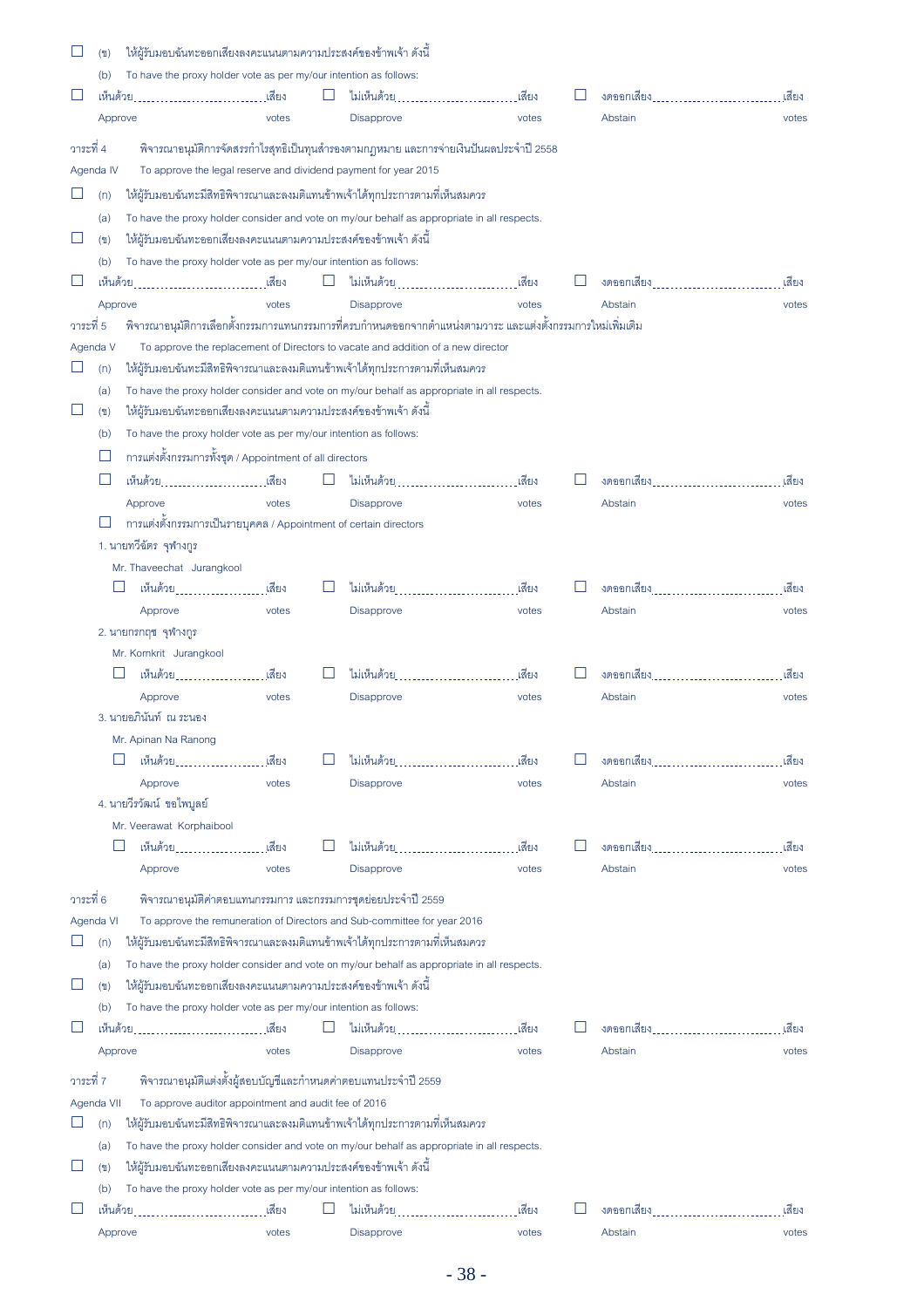☐ (ข) ให้ผู้รับมอบฉันทะออกเสียงลงคะแนนตามความประสงค์ของข้าพเจ้า ดังนี้

(b) To have the proxy holder vote as per my/our intention as follows:

☐ เห็นด้วย ............................ เสียง ☐ ไม่เห็นด้วย ............................ เสียง ☐ งดออกเสียง ............................ เสียง

Approve votes Disapprove votes Abstain votes

วาระที่ 4 พิจารณาอนุมัติการจัดสรรกำไรสุทธิเป็นทุนสำรองตามกฎหมาย และการจ่ายเงินปันผลประจำปี 2558

Agenda IV To approve the legal reserve and dividend payment for year 2015

☐ (ก) ให้ผู้รับมอบฉันทะมีสิทธิพิจารณาและลงมติแทนข้าพเจ้าได้ทุกประการตามที่เห็นสมควร

(a) To have the proxy holder consider and vote on my/our behalf as appropriate in all respects.

☐ (ข) ให้ผู้รับมอบฉันทะออกเสียงลงคะแนนตามความประสงค์ของข้าพเจ้า ดังนี้

(b) To have the proxy holder vote as per my/our intention as follows:

☐ เห็นด้วย ............................ เสียง ☐ ไม่เห็นด้วย ............................ เสียง ☐ งดออกเสียง ............................ เสียง

Approve votes Disapprove votes Abstain votes

วาระที่ 5 พิจารณาอนุมัติการเลือกตั้งกรรมการแทนกรรมการที่ครบกำหนดออกจากตำแหน่งตามวาระ และแต่งตั้งกรรมการใหม่เพิ่มเติม

Agenda V To approve the replacement of Directors to vacate and addition of a new director

☐ (ก) ให้ผู้รับมอบฉันทะมีสิทธิพิจารณาและลงมติแทนข้าพเจ้าได้ทุกประการตามที่เห็นสมควร

(a) To have the proxy holder consider and vote on my/our behalf as appropriate in all respects.

☐ (ข) ให้ผู้รับมอบฉันทะออกเสียงลงคะแนนตามความประสงค์ของข้าพเจ้า ดังนี้

(b) To have the proxy holder vote as per my/our intention as follows:

☐ การแต่งตั้งกรรมการทั้งชุด / Appointment of all directors

☐ เห็นด้วย ............................ เสียง ☐ ไม่เห็นด้วย ............................ เสียง ☐ งดออกเสียง ............................ เสียง

Approve votes Disapprove votes Abstain votes

☐ การแต่งตั้งกรรมการเป็นรายบุคคล / Appointment of certain directors

1. นายทวีฉัตร จุฬางกูร

Mr. Thaveechat Jurangkool

☐ เห็นด้วย ............................ เสียง ☐ ไม่เห็นด้วย ............................ เสียง ☐ งดออกเสียง ............................ เสียง

Approve votes Disapprove votes Abstain votes

2. นายกรกฤช จุฬางกูร

Mr. Kornkrit Jurangkool

☐ เห็นด้วย ............................ เสียง ☐ ไม่เห็นด้วย ............................ เสียง ☐ งดออกเสียง ............................ เสียง

Approve votes Disapprove votes Abstain votes

3. นายอภินันท์ ณ ระนอง

Mr. Apinan Na Ranong

☐ เห็นด้วย ............................ เสียง ☐ ไม่เห็นด้วย ............................ เสียง ☐ งดออกเสียง ............................ เสียง

Approve votes Disapprove votes Abstain votes

4. นายวีรวัฒน์ ขอไพบูลย์

Mr. Veerawat Korphaibool

☐ เห็นด้วย ............................ เสียง ☐ ไม่เห็นด้วย ............................ เสียง ☐ งดออกเสียง ............................ เสียง

Approve votes Disapprove votes Abstain votes

วาระที่ 6 พิจารณาอนุมัติค่าตอบแทนกรรมการ และกรรมการชุดย่อยประจำปี 2559

Agenda VI To approve the remuneration of Directors and Sub-committee for year 2016

☐ (ก) ให้ผู้รับมอบฉันทะมีสิทธิพิจารณาและลงมติแทนข้าพเจ้าได้ทุกประการตามที่เห็นสมควร

(a) To have the proxy holder consider and vote on my/our behalf as appropriate in all respects.

☐ (ข) ให้ผู้รับมอบฉันทะออกเสียงลงคะแนนตามความประสงค์ของข้าพเจ้า ดังนี้

(b) To have the proxy holder vote as per my/our intention as follows:

☐ เห็นด้วย ............................ เสียง ☐ ไม่เห็นด้วย ............................ เสียง ☐ งดออกเสียง ............................ เสียง

Approve votes Disapprove votes Abstain votes

วาระที่ 7 พิจารณาอนุมัติแต่งตั้งผู้สอบบัญชีและกำหนดค่าตอบแทนประจำปี 2559

Agenda VII To approve auditor appointment and audit fee of 2016

☐ (ก) ให้ผู้รับมอบฉันทะมีสิทธิพิจารณาและลงมติแทนข้าพเจ้าได้ทุกประการตามที่เห็นสมควร

(a) To have the proxy holder consider and vote on my/our behalf as appropriate in all respects.

☐ (ข) ให้ผู้รับมอบฉันทะออกเสียงลงคะแนนตามความประสงค์ของข้าพเจ้า ดังนี้

(b) To have the proxy holder vote as per my/our intention as follows:

☐ เห็นด้วย ............................ เสียง ☐ ไม่เห็นด้วย ............................ เสียง ☐ งดออกเสียง ............................ เสียง

Approve votes Disapprove votes Abstain votes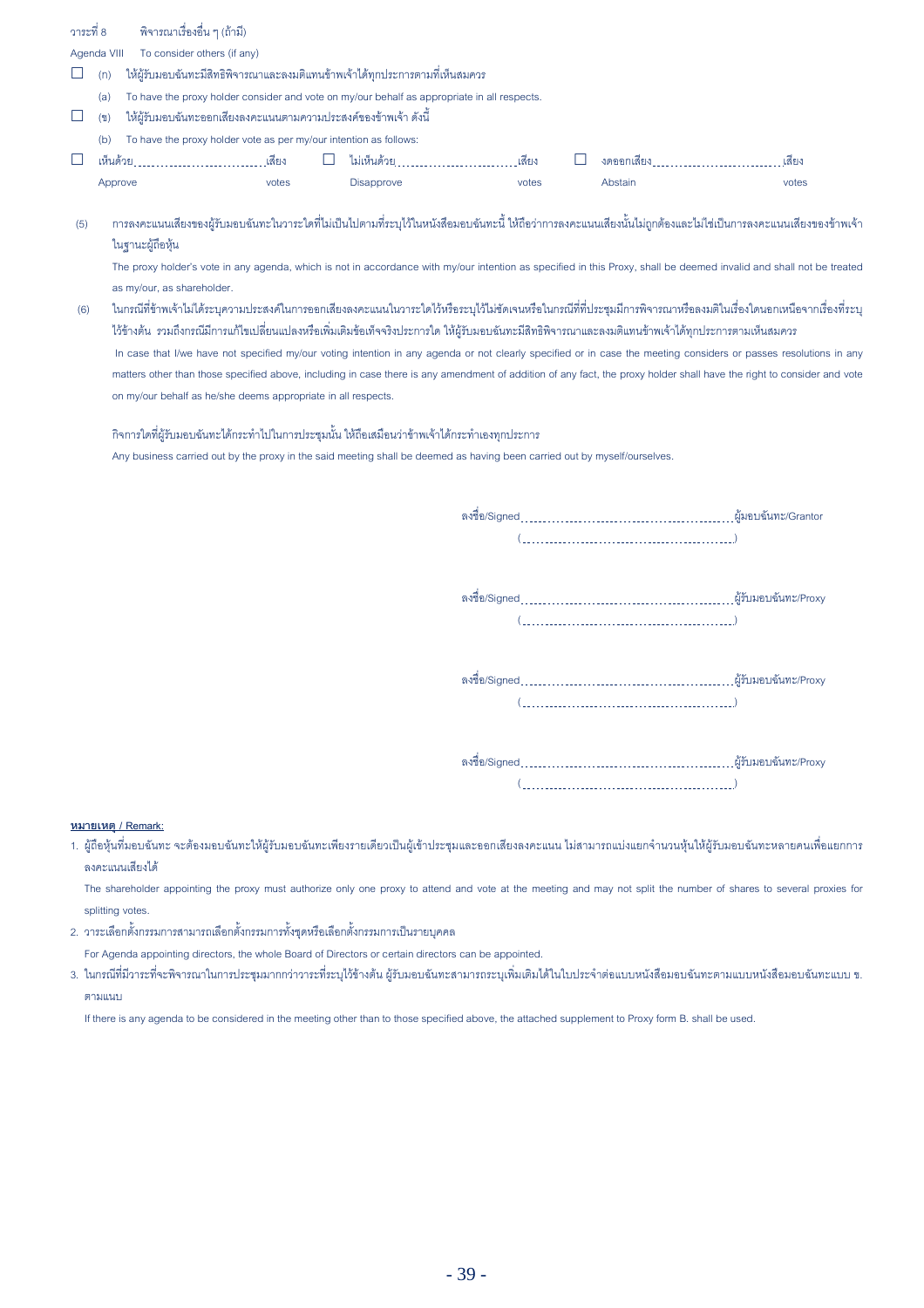วาระที่ 8 พิจารณาเรื่องอื่น ๆ (ถ้ามี)

Agenda VIII To consider others (if any)

☐ (ก) ให้ผู้รับมอบฉันทะมีสิทธิพิจารณาและลงมติแทนข้าพเจ้าได้ทุกประการตามที่เห็นสมควร

(a) To have the proxy holder consider and vote on my/our behalf as appropriate in all respects.

☐ (ข) ให้ผู้รับมอบฉันทะออกเสียงลงคะแนนตามความประสงค์ของข้าพเจ้า ดังนี้

(b) To have the proxy holder vote as per my/our intention as follows:

☐ เห็นด้วย........................................เสียง ☐ ไม่เห็นด้วย........................................เสียง ☐ งดออกเสียง........................................เสียง

Approve votes Disapprove votes Abstain votes

(5) การลงคะแนนเสียงของผู้รับมอบฉันทะในวาระใดที่ไม่เป็นไปตามที่ระบุไว้ในหนังสือมอบฉันทะนี้ ให้ถือว่าการลงคะแนนเสียงนั้นไม่ถูกต้องและไม่ใช่เป็นการลงคะแนนเสียงของข้าพเจ้าในฐานะผู้ถือหุ้น

The proxy holder's vote in any agenda, which is not in accordance with my/our intention as specified in this Proxy, shall be deemed invalid and shall not be treated as my/our, as shareholder.

(6) ในกรณีที่ข้าพเจ้าไม่ได้ระบุความประสงค์ในการออกเสียงลงคะแนนในวาระใดไว้หรือระบุไว้ไม่ชัดเจนหรือในกรณีที่ที่ประชุมมีการพิจารณาหรือลงมติในเรื่องใดนอกเหนือจากเรื่องที่ระบุไว้ข้างต้น รวมถึงกรณีมีการแก้ไขเปลี่ยนแปลงหรือเพิ่มเติมข้อเท็จจริงประการใด ให้ผู้รับมอบฉันทะมีสิทธิพิจารณาและลงมติแทนข้าพเจ้าได้ทุกประการตามเห็นสมควร

In case that I/we have not specified my/our voting intention in any agenda or not clearly specified or in case the meeting considers or passes resolutions in any matters other than those specified above, including in case there is any amendment of addition of any fact, the proxy holder shall have the right to consider and vote on my/our behalf as he/she deems appropriate in all respects.

กิจการใดที่ผู้รับมอบฉันทะได้กระทำไปในการประชุมนั้น ให้ถือเสมือนว่าข้าพเจ้าได้กระทำเองทุกประการ

Any business carried out by the proxy in the said meeting shall be deemed as having been carried out by myself/ourselves.

ลงชื่อ/Signed........................................................ผู้มอบฉันทะ/Grantor

(........................................................)

ลงชื่อ/Signed........................................................ผู้รับมอบฉันทะ/Proxy

(........................................................)

ลงชื่อ/Signed........................................................ผู้รับมอบฉันทะ/Proxy

(........................................................)

ลงชื่อ/Signed........................................................ผู้รับมอบฉันทะ/Proxy

(........................................................)

**หมายเหตุ / Remark:**

1. ผู้ถือหุ้นที่มอบฉันทะ จะต้องมอบฉันทะให้ผู้รับมอบฉันทะเพียงรายเดียวเป็นผู้เข้าประชุมและออกเสียงลงคะแนน ไม่สามารถแบ่งแยกจำนวนหุ้นให้ผู้รับมอบฉันทะหลายคนเพื่อแยกการลงคะแนนเสียงได้

   The shareholder appointing the proxy must authorize only one proxy to attend and vote at the meeting and may not split the number of shares to several proxies for splitting votes.

2. วาระเลือกตั้งกรรมการสามารถเลือกตั้งกรรมการทั้งชุดหรือเลือกตั้งกรรมการเป็นรายบุคคล

   For Agenda appointing directors, the whole Board of Directors or certain directors can be appointed.

3. ในกรณีที่มีวาระที่จะพิจารณาในการประชุมมากกว่าวาระที่ระบุไว้ข้างต้น ผู้รับมอบฉันทะสามารถระบุเพิ่มเติมได้ในใบประจำต่อแบบหนังสือมอบฉันทะตามแบบหนังสือมอบฉันทะแบบ ข. ตามแนบ

   If there is any agenda to be considered in the meeting other than to those specified above, the attached supplement to Proxy form B. shall be used.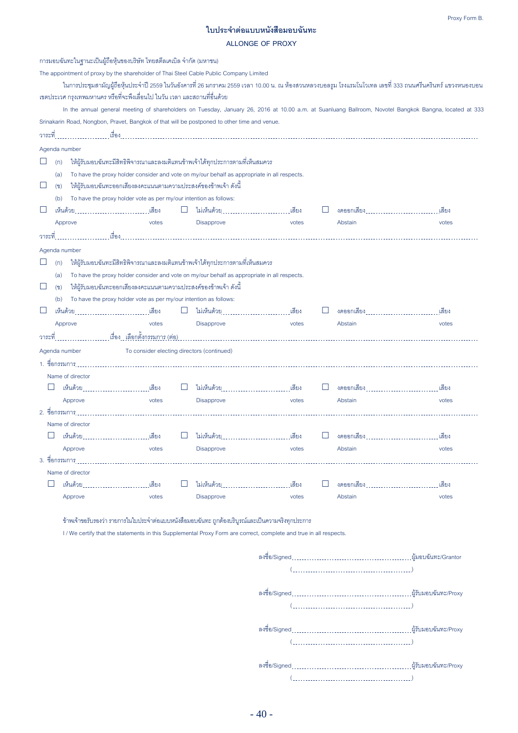Proxy Form B.

# ใบประจำต่อแบบหนังสือมอบฉันทะ

## ALLONGE OF PROXY

การมอบฉันทะในฐานะเป็นผู้ถือหุ้นของบริษัท ไทยสตีลเคเบิล จำกัด (มหาชน)

The appointment of proxy by the shareholder of Thai Steel Cable Public Company Limited

ในการประชุมสามัญผู้ถือหุ้นประจำปี 2559 ในวันอังคารที่ 26 มกราคม 2559 เวลา 10.00 น. ณ ห้องสวนหลวงบอลรูม โรงแรมโนโวเทล เลขที่ 333 ถนนศรีนครินทร์ แขวงหนองบอน เขตประเวศ กรุงเทพมหานคร หรือที่จะพึงเลื่อนไป ในวัน เวลา และสถานที่อื่นด้วย

In the annual general meeting of shareholders on Tuesday, January 26, 2016 at 10.00 a.m. at Suanluang Ballroom, Novotel Bangkok Bangna, located at 333 Srinakarin Road, Nongbon, Pravet, Bangkok of that will be postponed to other time and venue.

วาระที่........................ เรื่อง..........................................................................................

Agenda number

☐ (ก) ให้ผู้รับมอบฉันทะมีสิทธิพิจารณาและลงมติแทนข้าพเจ้าได้ทุกประการตามที่เห็นสมควร

(a) To have the proxy holder consider and vote on my/our behalf as appropriate in all respects.

☐ (ข) ให้ผู้รับมอบฉันทะออกเสียงลงคะแนนตามความประสงค์ของข้าพเจ้า ดังนี้

(b) To have the proxy holder vote as per my/our intention as follows:

☐ เห็นด้วย..................เสียง ☐ ไม่เห็นด้วย..................เสียง ☐ งดออกเสียง..................เสียง

Approve votes Disapprove votes Abstain votes

วาระที่........................ เรื่อง..........................................................................................

Agenda number

☐ (ก) ให้ผู้รับมอบฉันทะมีสิทธิพิจารณาและลงมติแทนข้าพเจ้าได้ทุกประการตามที่เห็นสมควร

(a) To have the proxy holder consider and vote on my/our behalf as appropriate in all respects.

☐ (ข) ให้ผู้รับมอบฉันทะออกเสียงลงคะแนนตามความประสงค์ของข้าพเจ้า ดังนี้

(b) To have the proxy holder vote as per my/our intention as follows:

☐ เห็นด้วย..................เสียง ☐ ไม่เห็นด้วย..................เสียง ☐ งดออกเสียง..................เสียง

Approve votes Disapprove votes Abstain votes

วาระที่........................ เรื่อง เลือกตั้งกรรมการ (ต่อ)

Agenda number To consider electing directors (continued)

1. ชื่อกรรมการ..........................................................................................

Name of director

☐ เห็นด้วย..................เสียง ☐ ไม่เห็นด้วย..................เสียง ☐ งดออกเสียง..................เสียง

Approve votes Disapprove votes Abstain votes

2. ชื่อกรรมการ..........................................................................................

Name of director

☐ เห็นด้วย..................เสียง ☐ ไม่เห็นด้วย..................เสียง ☐ งดออกเสียง..................เสียง

Approve votes Disapprove votes Abstain votes

3. ชื่อกรรมการ..........................................................................................

Name of director

☐ เห็นด้วย..................เสียง ☐ ไม่เห็นด้วย..................เสียง ☐ งดออกเสียง..................เสียง

Approve votes Disapprove votes Abstain votes

ข้าพเจ้าขอรับรองว่า รายการในใบประจำต่อแบบหนังสือมอบฉันทะ ถูกต้องบริบูรณ์และเป็นความจริงทุกประการ

I / We certify that the statements in this Supplemental Proxy Form are correct, complete and true in all respects.

ลงชื่อ/Signed..................................................ผู้มอบฉันทะ/Grantor

(..................................................)

ลงชื่อ/Signed..................................................ผู้รับมอบฉันทะ/Proxy

(..................................................)

ลงชื่อ/Signed..................................................ผู้รับมอบฉันทะ/Proxy

(..................................................)

ลงชื่อ/Signed..................................................ผู้รับมอบฉันทะ/Proxy

(..................................................)